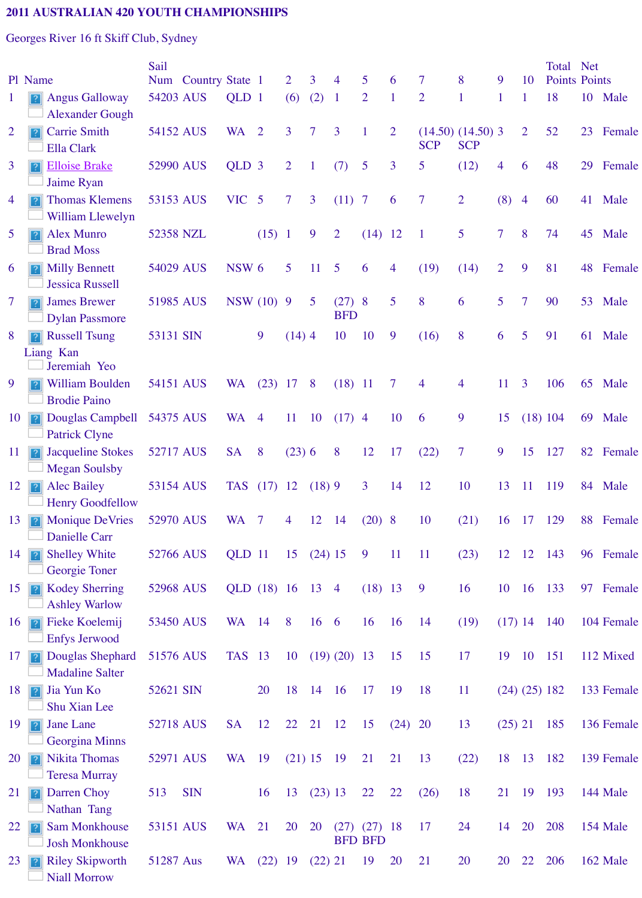# 2011 AUSTRALIAN 420 YOUTH CHAMPIONSHIPS

Georges River 16 ft Skiff Club, Sydney

| Pl | Name | Sail Num | Country | State | 1 | 2 | 3 | 4 | 5 | 6 | 7 | 8 | 9 | 10 | Total Points | Net Points | |
|---|---|---|---|---|---|---|---|---|---|---|---|---|---|---|---|---|---|
| 1 | Angus Galloway<br>Alexander Gough | 54203 | AUS | QLD | 1 | (6) | (2) | 1 | 2 | 1 | 2 | 1 | 1 | 1 | 18 | 10 | Male |
| 2 | Carrie Smith<br>Ella Clark | 54152 | AUS | WA | 2 | 3 | 7 | 3 | 1 | 2 | (14.50) SCP | (14.50) SCP | 3 | 2 | 52 | 23 | Female |
| 3 | Elloise Brake<br>Jaime Ryan | 52990 | AUS | QLD | 3 | 2 | 1 | (7) | 5 | 3 | 5 | (12) | 4 | 6 | 48 | 29 | Female |
| 4 | Thomas Klemens<br>William Llewelyn | 53153 | AUS | VIC | 5 | 7 | 3 | (11) | 7 | 6 | 7 | 2 | (8) | 4 | 60 | 41 | Male |
| 5 | Alex Munro<br>Brad Moss | 52358 | NZL | | (15) | 1 | 9 | 2 | (14) | 12 | 1 | 5 | 7 | 8 | 74 | 45 | Male |
| 6 | Milly Bennett<br>Jessica Russell | 54029 | AUS | NSW | 6 | 5 | 11 | 5 | 6 | 4 | (19) | (14) | 2 | 9 | 81 | 48 | Female |
| 7 | James Brewer<br>Dylan Passmore | 51985 | AUS | NSW | (10) | 9 | 5 | (27) BFD | 8 | 5 | 8 | 6 | 5 | 7 | 90 | 53 | Male |
| 8 | Russell Tsung Liang Kan<br>Jeremiah Yeo | 53131 | SIN | | 9 | (14) | 4 | 10 | 10 | 9 | (16) | 8 | 6 | 5 | 91 | 61 | Male |
| 9 | William Boulden<br>Brodie Paino | 54151 | AUS | WA | (23) | 17 | 8 | (18) | 11 | 7 | 4 | 4 | 11 | 3 | 106 | 65 | Male |
| 10 | Douglas Campbell<br>Patrick Clyne | 54375 | AUS | WA | 4 | 11 | 10 | (17) | 4 | 10 | 6 | 9 | 15 | (18) | 104 | 69 | Male |
| 11 | Jacqueline Stokes<br>Megan Soulsby | 52717 | AUS | SA | 8 | (23) | 6 | 8 | 12 | 17 | (22) | 7 | 9 | 15 | 127 | 82 | Female |
| 12 | Alec Bailey<br>Henry Goodfellow | 53154 | AUS | TAS | (17) | 12 | (18) | 9 | 3 | 14 | 12 | 10 | 13 | 11 | 119 | 84 | Male |
| 13 | Monique DeVries<br>Danielle Carr | 52970 | AUS | WA | 7 | 4 | 12 | 14 | (20) | 8 | 10 | (21) | 16 | 17 | 129 | 88 | Female |
| 14 | Shelley White<br>Georgie Toner | 52766 | AUS | QLD | 11 | 15 | (24) | 15 | 9 | 11 | 11 | (23) | 12 | 12 | 143 | 96 | Female |
| 15 | Kodey Sherring<br>Ashley Warlow | 52968 | AUS | QLD | (18) | 16 | 13 | 4 | (18) | 13 | 9 | 16 | 10 | 16 | 133 | 97 | Female |
| 16 | Fieke Koelemij<br>Enfys Jerwood | 53450 | AUS | WA | 14 | 8 | 16 | 6 | 16 | 16 | 14 | (19) | (17) | 14 | 140 | 104 | Female |
| 17 | Douglas Shephard<br>Madaline Salter | 51576 | AUS | TAS | 13 | 10 | (19) | (20) | 13 | 15 | 15 | 17 | 19 | 10 | 151 | 112 | Mixed |
| 18 | Jia Yun Ko<br>Shu Xian Lee | 52621 | SIN | | 20 | 18 | 14 | 16 | 17 | 19 | 18 | 11 | (24) | (25) | 182 | 133 | Female |
| 19 | Jane Lane<br>Georgina Minns | 52718 | AUS | SA | 12 | 22 | 21 | 12 | 15 | (24) | 20 | 13 | (25) | 21 | 185 | 136 | Female |
| 20 | Nikita Thomas<br>Teresa Murray | 52971 | AUS | WA | 19 | (21) | 15 | 19 | 21 | 21 | 13 | (22) | 18 | 13 | 182 | 139 | Female |
| 21 | Darren Choy<br>Nathan Tang | 513 | SIN | | 16 | 13 | (23) | 13 | 22 | 22 | (26) | 18 | 21 | 19 | 193 | 144 | Male |
| 22 | Sam Monkhouse<br>Josh Monkhouse | 53151 | AUS | WA | 21 | 20 | 20 | (27) BFD | (27) BFD | 18 | 17 | 24 | 14 | 20 | 208 | 154 | Male |
| 23 | Riley Skipworth<br>Niall Morrow | 51287 | Aus | WA | (22) | 19 | (22) | 21 | 19 | 20 | 21 | 20 | 20 | 22 | 206 | 162 | Male |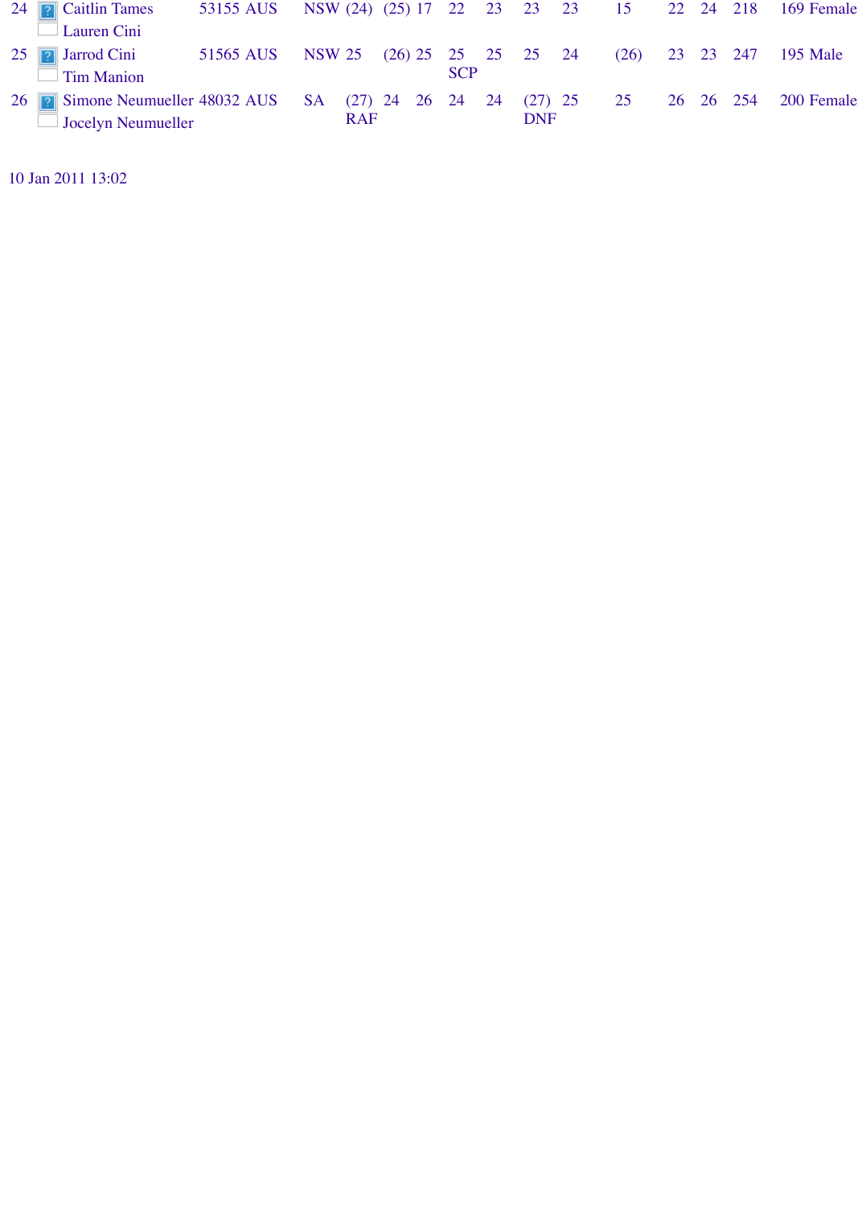| | | | | | | | | | | | | | | | | | | | |
|---|---|---|---|---|---|---|---|---|---|---|---|---|---|---|---|---|---|---|---|
| 24 | Caitlin Tames<br>Lauren Cini | 53155 | AUS | NSW | (24) | (25) | 17 | 22 | 23 | 23 | 23 | 15 | 22 | 24 | 218 | 169 | Female |
| 25 | Jarrod Cini<br>Tim Manion | 51565 | AUS | NSW | 25 | (26) | 25 | 25 SCP | 25 | 25 | 24 | (26) | 23 | 23 | 247 | 195 | Male |
| 26 | Simone Neumueller<br>Jocelyn Neumueller | 48032 | AUS | SA | (27) RAF | 24 | 26 | 24 | 24 | (27) DNF | 25 | 25 | 26 | 26 | 254 | 200 | Female |

10 Jan 2011 13:02